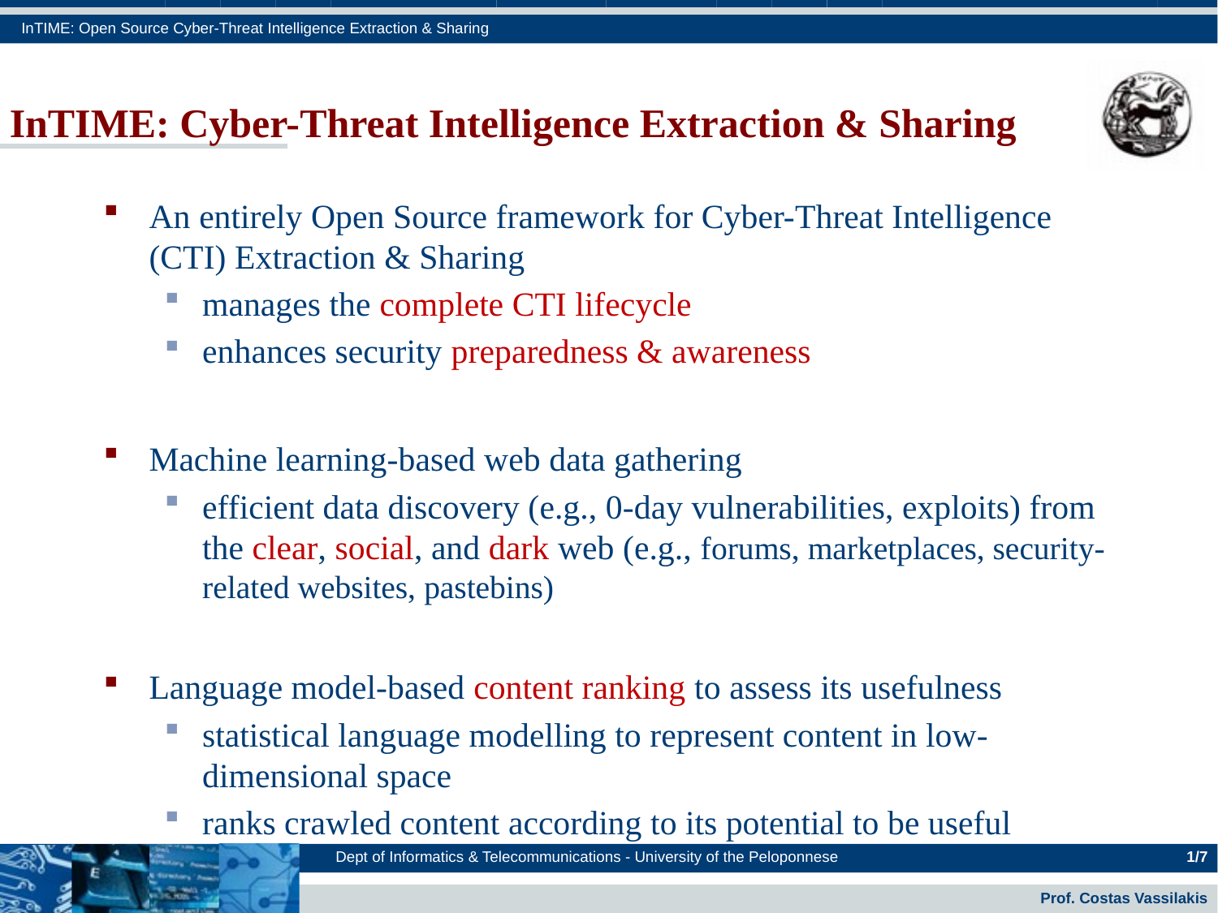# InTIME: Cyber-Threat Intelligence Extraction & Sharing

- An entirely Open Source framework for Cyber-Threat Intelligence (CTI) Extraction & Sharing
  - manages the complete CTI lifecycle
  - enhances security preparedness & awareness

- Machine learning-based web data gathering
  - efficient data discovery (e.g., 0-day vulnerabilities, exploits) from the clear, social, and dark web (e.g., forums, marketplaces, security-related websites, pastebins)

- Language model-based content ranking to assess its usefulness
  - statistical language modelling to represent content in low-dimensional space
  - ranks crawled content according to its potential to be useful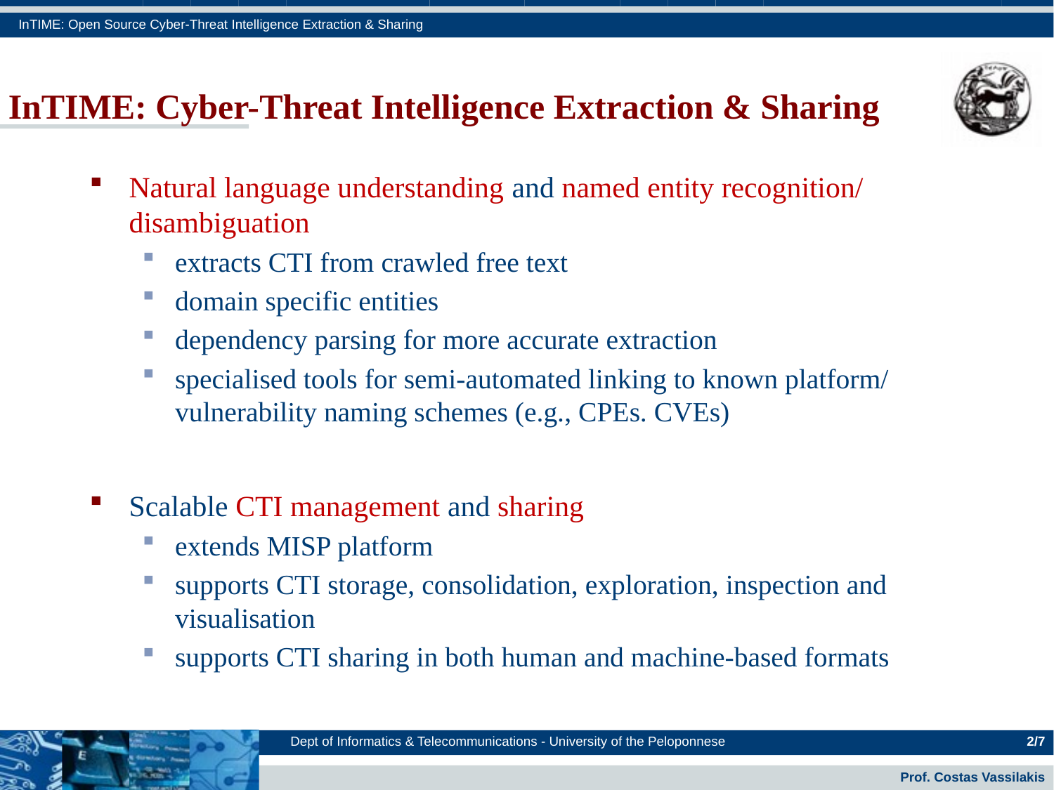# InTIME: Cyber-Threat Intelligence Extraction & Sharing

- Natural language understanding and named entity recognition/ disambiguation
  - extracts CTI from crawled free text
  - domain specific entities
  - dependency parsing for more accurate extraction
  - specialised tools for semi-automated linking to known platform/ vulnerability naming schemes (e.g., CPEs. CVEs)

- Scalable CTI management and sharing
  - extends MISP platform
  - supports CTI storage, consolidation, exploration, inspection and visualisation
  - supports CTI sharing in both human and machine-based formats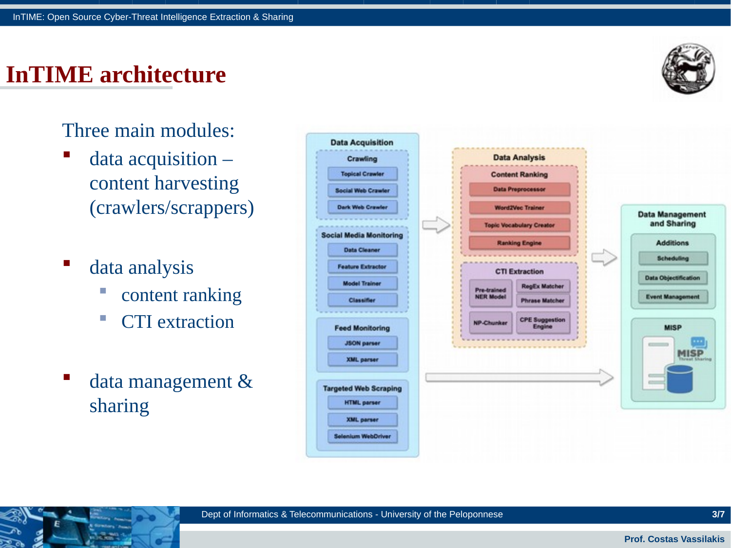# InTIME architecture

Three main modules:

- data acquisition – content harvesting (crawlers/scrappers)
- data analysis
  - content ranking
  - CTI extraction
- data management & sharing

Data Acquisition
- Crawling
  - Topical Crawler
  - Social Web Crawler
  - Dark Web Crawler
- Social Media Monitoring
  - Data Cleaner
  - Feature Extractor
  - Model Trainer
  - Classifier
- Feed Monitoring
  - JSON parser
  - XML parser
- Targeted Web Scraping
  - HTML parser
  - XML parser
  - Selenium WebDriver

Data Analysis
- Content Ranking
  - Data Preprocessor
  - Word2Vec Trainer
  - Topic Vocabulary Creator
  - Ranking Engine
- CTI Extraction
  - Pre-trained NER Model
  - RegEx Matcher
  - Phrase Matcher
  - NP-Chunker
  - CPE Suggestion Engine

Data Management and Sharing
- Additions
  - Scheduling
  - Data Objectification
  - Event Management
- MISP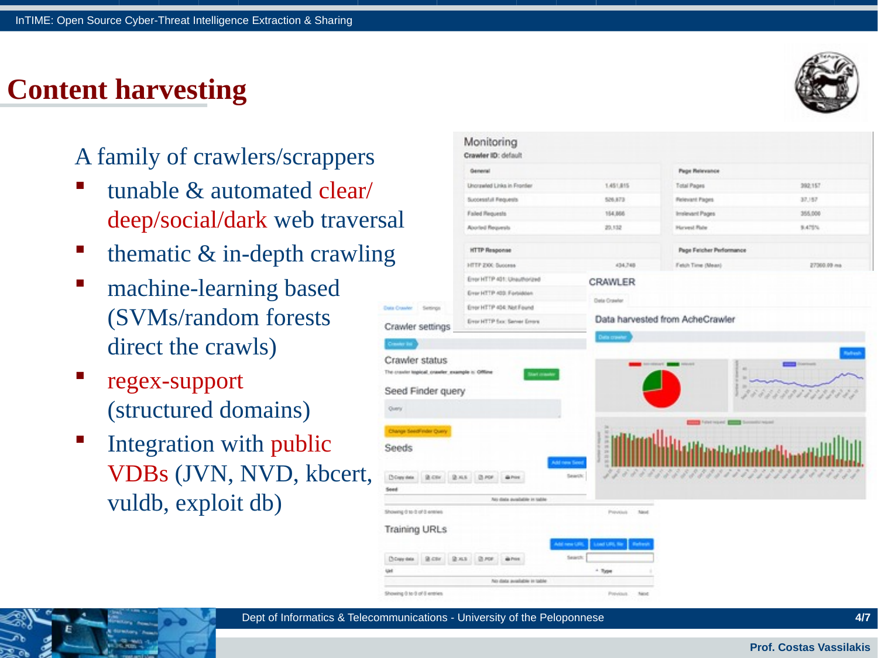# Content harvesting

A family of crawlers/scrappers

- tunable & automated clear/deep/social/dark web traversal
- thematic & in-depth crawling
- machine-learning based (SVMs/random forests direct the crawls)
- regex-support (structured domains)
- Integration with public VDBs (JVN, NVD, kbcert, vuldb, exploit db)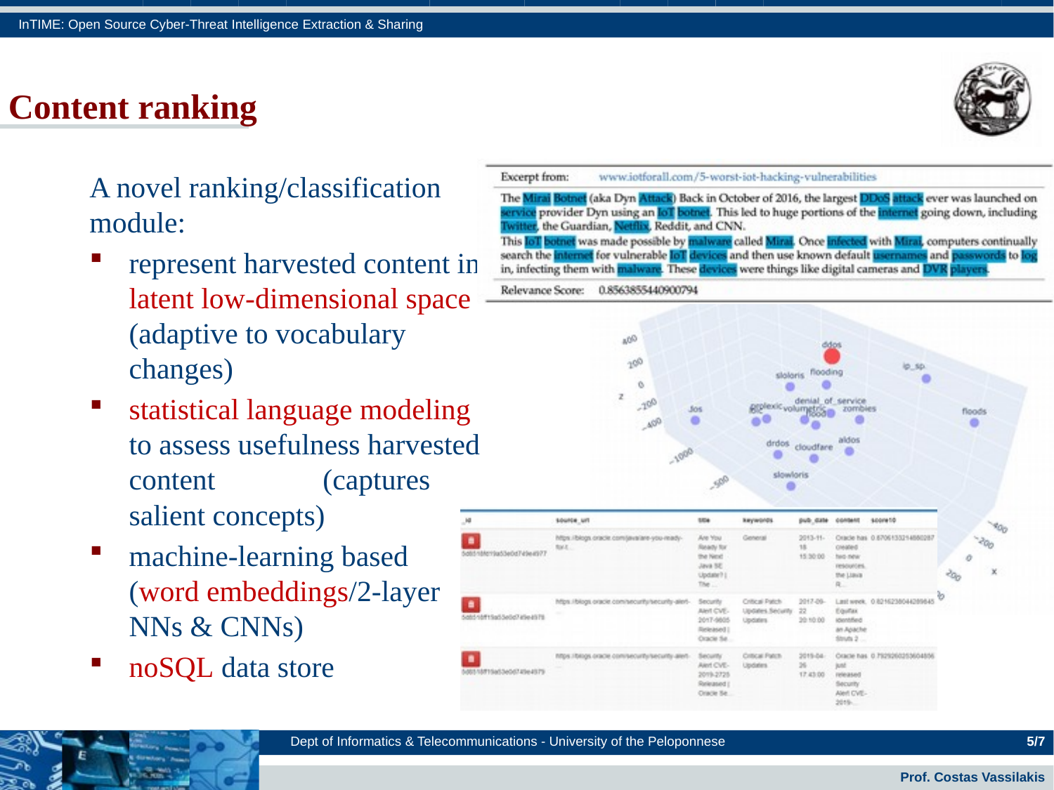# Content ranking

A novel ranking/classification module:

- represent harvested content in latent low-dimensional space (adaptive to vocabulary changes)
- statistical language modeling to assess usefulness harvested content (captures salient concepts)
- machine-learning based (word embeddings/2-layer NNs & CNNs)
- noSQL data store

Excerpt from: www.iotforall.com/5-worst-iot-hacking-vulnerabilities

The Mirai Botnet (aka Dyn Attack) Back in October of 2016, the largest DDoS attack ever was launched on service provider Dyn using an IoT botnet. This led to huge portions of the internet going down, including Twitter, the Guardian, Netflix, Reddit, and CNN.
This IoT botnet was made possible by malware called Mirai. Once infected with Mirai, computers continually search the internet for vulnerable IoT devices and then use known default usernames and passwords to log in, infecting them with malware. These devices were things like digital cameras and DVR players.

Relevance Score: 0.8563855440900794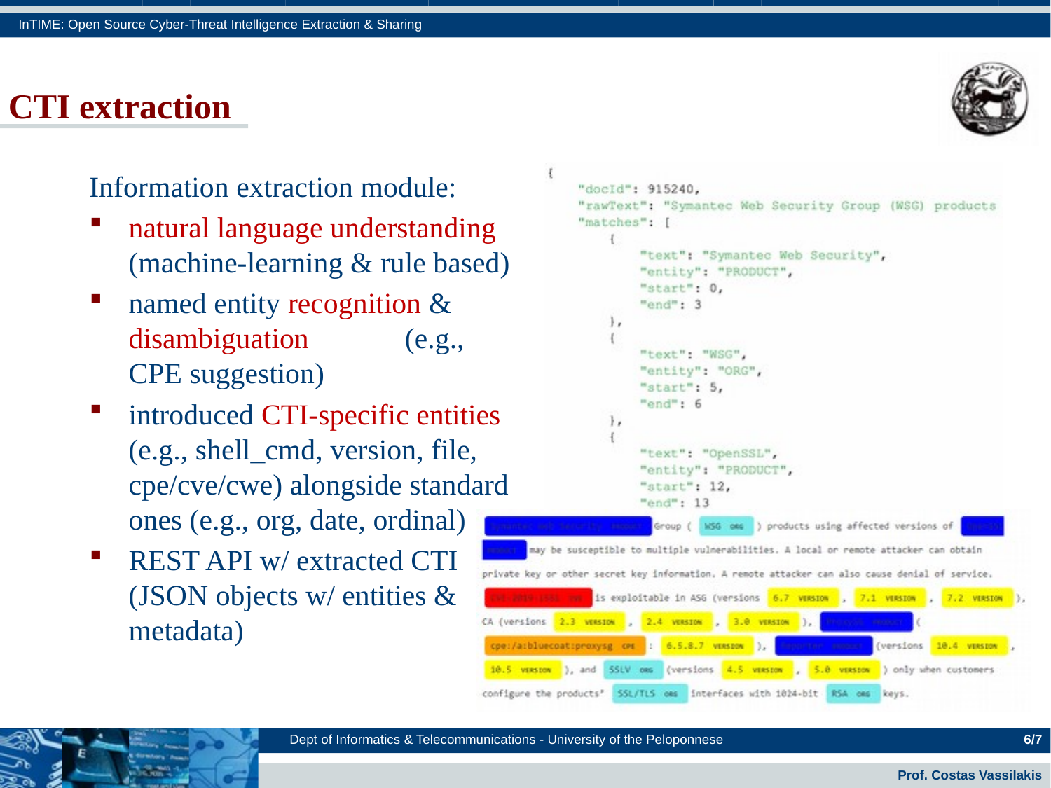# CTI extraction

Information extraction module:

- natural language understanding (machine-learning & rule based)
- named entity recognition & disambiguation (e.g., CPE suggestion)
- introduced CTI-specific entities (e.g., shell_cmd, version, file, cpe/cve/cwe) alongside standard ones (e.g., org, date, ordinal)
- REST API w/ extracted CTI (JSON objects w/ entities & metadata)

```
{
    "docId": 915240,
    "rawText": "Symantec Web Security Group (WSG) products
    "matches": [
        {
            "text": "Symantec Web Security",
            "entity": "PRODUCT",
            "start": 0,
            "end": 3
        },
        {
            "text": "WSG",
            "entity": "ORG",
            "start": 5,
            "end": 6
        },
        {
            "text": "OpenSSL",
            "entity": "PRODUCT",
            "start": 12,
            "end": 13
```

Symantec Web Security PRODUCT Group ( WSG ORG ) products using affected versions of OpenSSL PRODUCT may be susceptible to multiple vulnerabilities. A local or remote attacker can obtain private key or other secret key information. A remote attacker can also cause denial of service. CVE-2019-1551 CVE is exploitable in ASG (versions 6.7 VERSION , 7.1 VERSION , 7.2 VERSION ), CA (versions 2.3 VERSION , 2.4 VERSION , 3.0 VERSION ), ProxySG PRODUCT ( cpe:/a:bluecoat:proxysg CPE : 6.5.8.7 VERSION ), Reporter PRODUCT (versions 10.4 VERSION , 10.5 VERSION ), and SSLV ORG (versions 4.5 VERSION , 5.0 VERSION ) only when customers configure the products' SSL/TLS ORG interfaces with 1024-bit RSA ORG keys.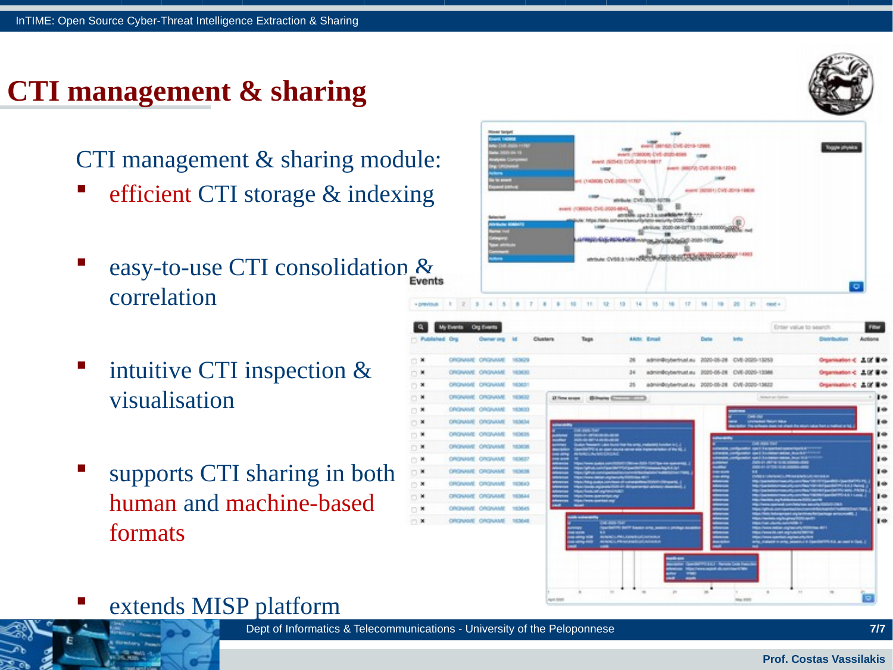# CTI management & sharing

CTI management & sharing module:

- efficient CTI storage & indexing
- easy-to-use CTI consolidation & correlation
- intuitive CTI inspection & visualisation
- supports CTI sharing in both human and machine-based formats
- extends MISP platform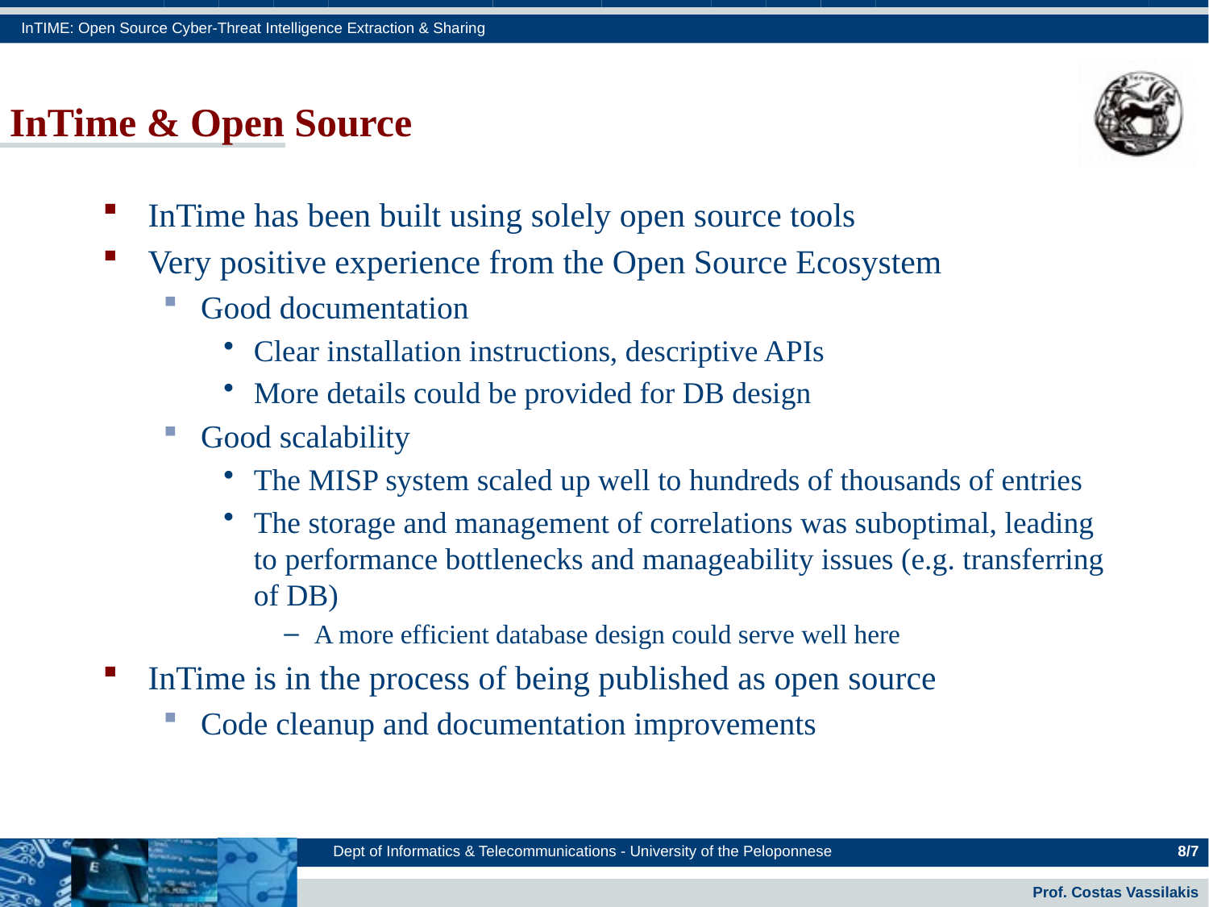# InTime & Open Source

- InTime has been built using solely open source tools
- Very positive experience from the Open Source Ecosystem
  - Good documentation
    - Clear installation instructions, descriptive APIs
    - More details could be provided for DB design
  - Good scalability
    - The MISP system scaled up well to hundreds of thousands of entries
    - The storage and management of correlations was suboptimal, leading to performance bottlenecks and manageability issues (e.g. transferring of DB)
      - A more efficient database design could serve well here
- InTime is in the process of being published as open source
  - Code cleanup and documentation improvements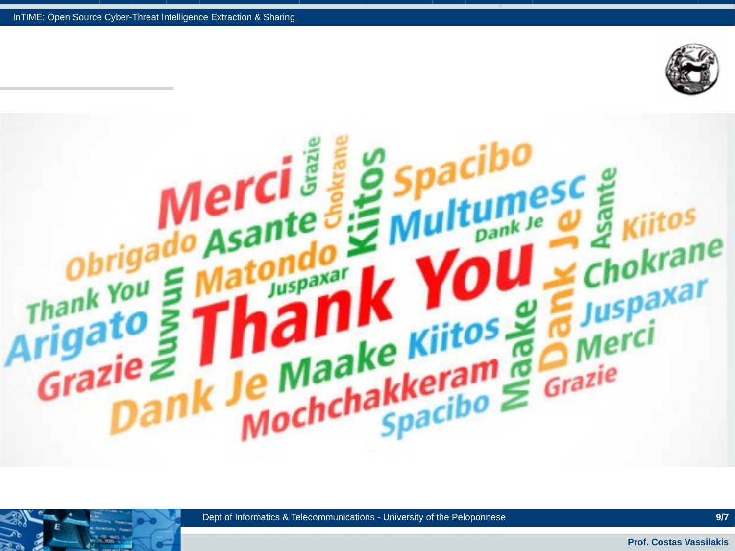Thank You